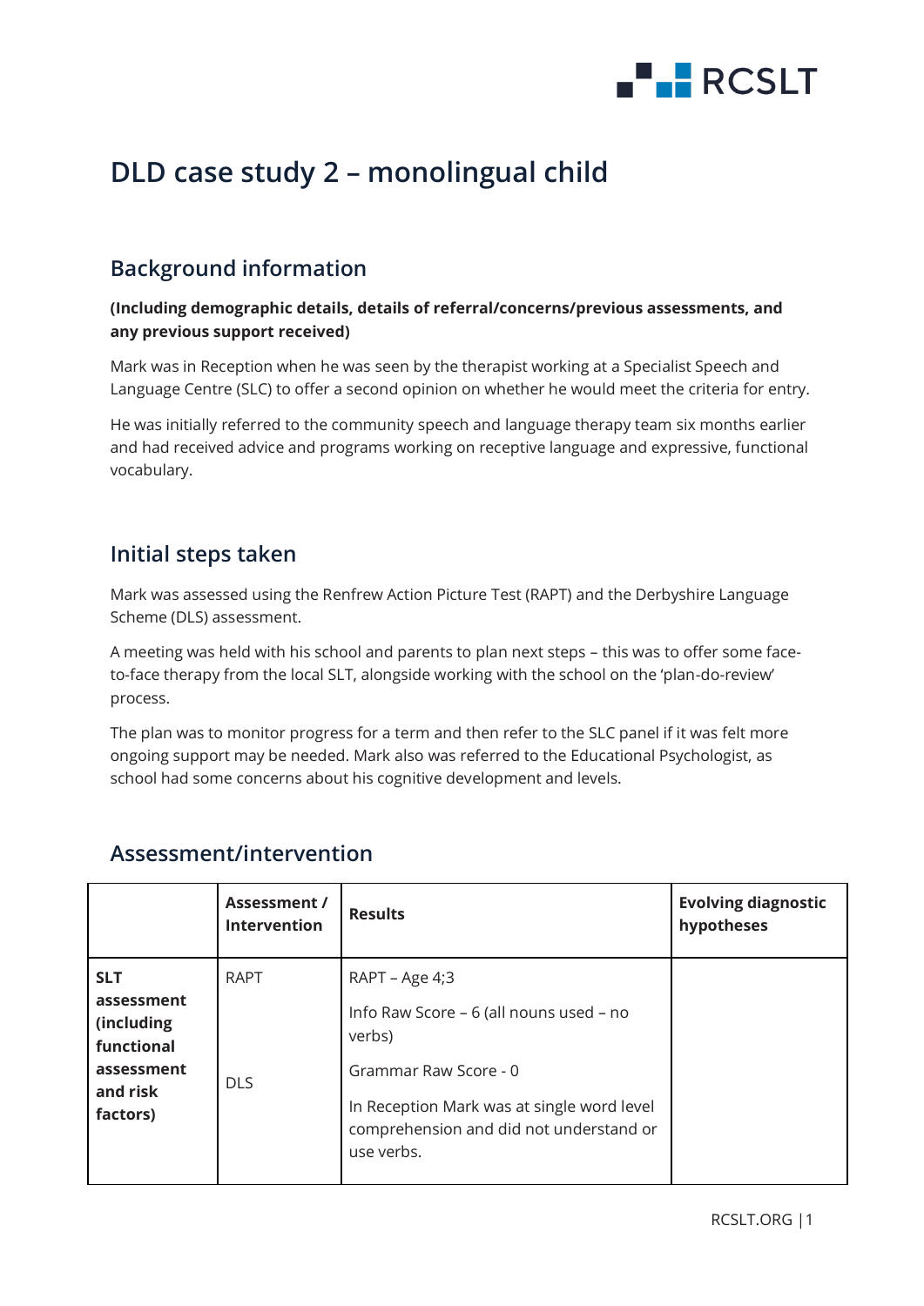# DLD case study 2 – monolingual child

## Background information

**(Including demographic details, details of referral/concerns/previous assessments, and any previous support received)**

Mark was in Reception when he was seen by the therapist working at a Specialist Speech and Language Centre (SLC) to offer a second opinion on whether he would meet the criteria for entry.

He was initially referred to the community speech and language therapy team six months earlier and had received advice and programs working on receptive language and expressive, functional vocabulary.

## Initial steps taken

Mark was assessed using the Renfrew Action Picture Test (RAPT) and the Derbyshire Language Scheme (DLS) assessment.

A meeting was held with his school and parents to plan next steps – this was to offer some face-to-face therapy from the local SLT, alongside working with the school on the 'plan-do-review' process.

The plan was to monitor progress for a term and then refer to the SLC panel if it was felt more ongoing support may be needed. Mark also was referred to the Educational Psychologist, as school had some concerns about his cognitive development and levels.

## Assessment/intervention

| | Assessment / Intervention | Results | Evolving diagnostic hypotheses |
|---|---|---|---|
| **SLT assessment (including functional assessment and risk factors)** | RAPT<br><br>DLS | RAPT – Age 4;3<br>Info Raw Score – 6 (all nouns used – no verbs)<br>Grammar Raw Score - 0<br>In Reception Mark was at single word level comprehension and did not understand or use verbs. | |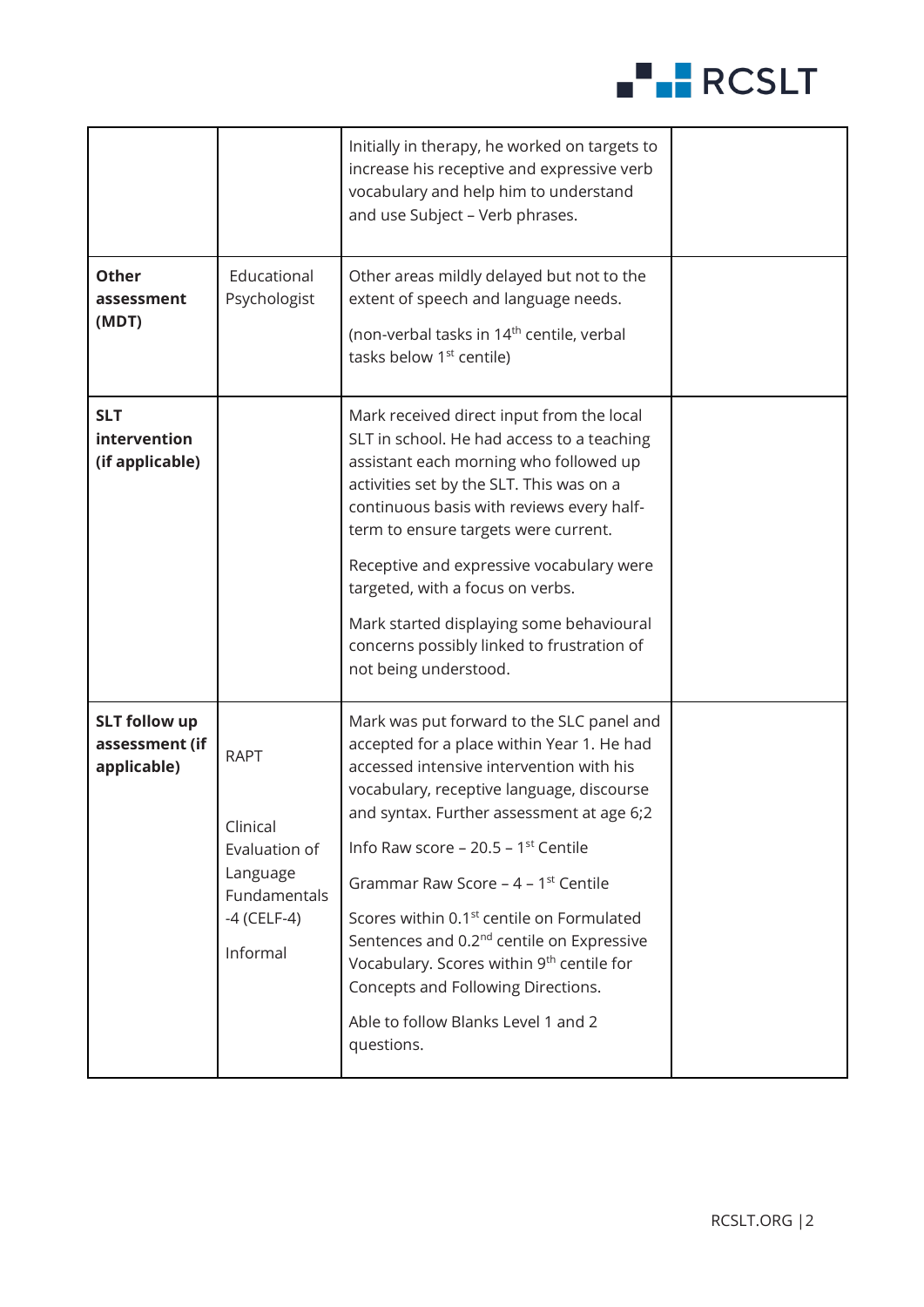| | | | |
|---|---|---|---|
| | | Initially in therapy, he worked on targets to increase his receptive and expressive verb vocabulary and help him to understand and use Subject – Verb phrases. | |
| **Other assessment (MDT)** | Educational Psychologist | Other areas mildly delayed but not to the extent of speech and language needs.<br><br>(non-verbal tasks in 14th centile, verbal tasks below 1st centile) | |
| **SLT intervention (if applicable)** | | Mark received direct input from the local SLT in school. He had access to a teaching assistant each morning who followed up activities set by the SLT. This was on a continuous basis with reviews every half-term to ensure targets were current.<br><br>Receptive and expressive vocabulary were targeted, with a focus on verbs.<br><br>Mark started displaying some behavioural concerns possibly linked to frustration of not being understood. | |
| **SLT follow up assessment (if applicable)** | RAPT<br><br>Clinical Evaluation of Language Fundamentals -4 (CELF-4)<br><br>Informal | Mark was put forward to the SLC panel and accepted for a place within Year 1. He had accessed intensive intervention with his vocabulary, receptive language, discourse and syntax. Further assessment at age 6;2<br><br>Info Raw score – 20.5 – 1st Centile<br><br>Grammar Raw Score – 4 – 1st Centile<br><br>Scores within 0.1st centile on Formulated Sentences and 0.2nd centile on Expressive Vocabulary. Scores within 9th centile for Concepts and Following Directions.<br><br>Able to follow Blanks Level 1 and 2 questions. | |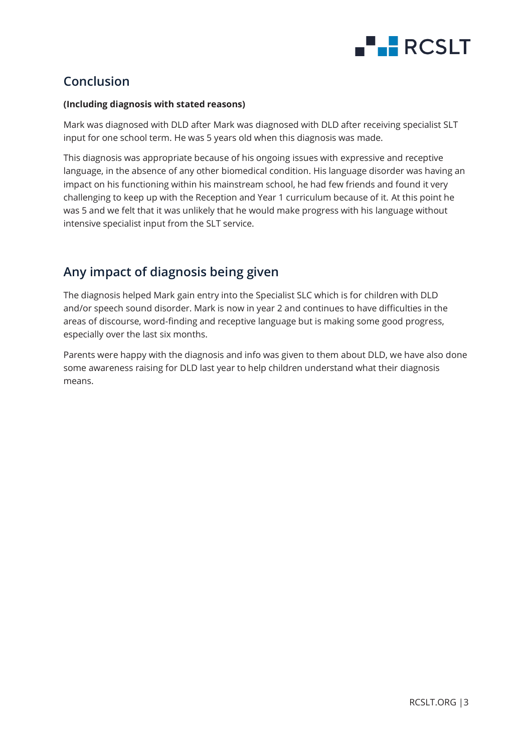## Conclusion

**(Including diagnosis with stated reasons)**

Mark was diagnosed with DLD after Mark was diagnosed with DLD after receiving specialist SLT input for one school term. He was 5 years old when this diagnosis was made.

This diagnosis was appropriate because of his ongoing issues with expressive and receptive language, in the absence of any other biomedical condition. His language disorder was having an impact on his functioning within his mainstream school, he had few friends and found it very challenging to keep up with the Reception and Year 1 curriculum because of it. At this point he was 5 and we felt that it was unlikely that he would make progress with his language without intensive specialist input from the SLT service.

## Any impact of diagnosis being given

The diagnosis helped Mark gain entry into the Specialist SLC which is for children with DLD and/or speech sound disorder. Mark is now in year 2 and continues to have difficulties in the areas of discourse, word-finding and receptive language but is making some good progress, especially over the last six months.

Parents were happy with the diagnosis and info was given to them about DLD, we have also done some awareness raising for DLD last year to help children understand what their diagnosis means.